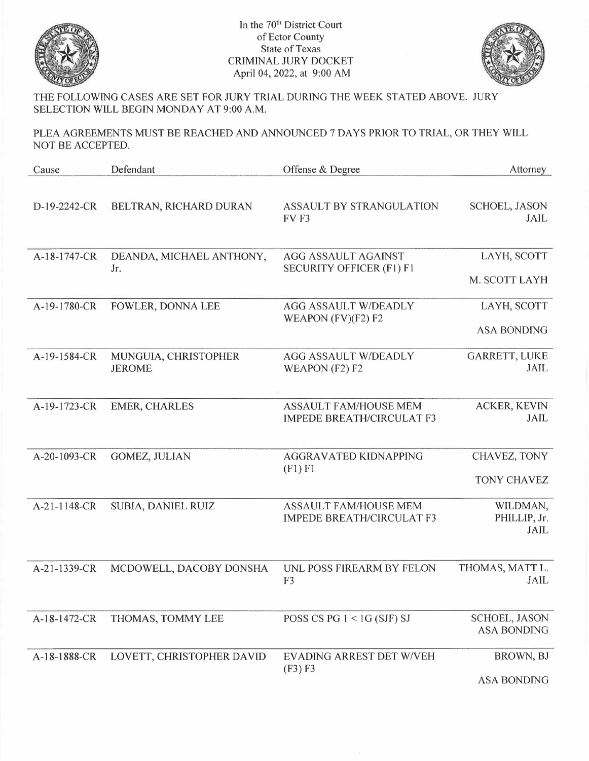In the 70th District Court
of Ector County
State of Texas
CRIMINAL JURY DOCKET
April 04, 2022, at 9:00 AM

THE FOLLOWING CASES ARE SET FOR JURY TRIAL DURING THE WEEK STATED ABOVE. JURY SELECTION WILL BEGIN MONDAY AT 9:00 A.M.

PLEA AGREEMENTS MUST BE REACHED AND ANNOUNCED 7 DAYS PRIOR TO TRIAL, OR THEY WILL NOT BE ACCEPTED.

| Cause | Defendant | Offense & Degree | Attorney |
|---|---|---|---|
| D-19-2242-CR | BELTRAN, RICHARD DURAN | ASSAULT BY STRANGULATION FV F3 | SCHOEL, JASON<br>JAIL |
| A-18-1747-CR | DEANDA, MICHAEL ANTHONY, Jr. | AGG ASSAULT AGAINST SECURITY OFFICER (F1) F1 | LAYH, SCOTT<br>M. SCOTT LAYH |
| A-19-1780-CR | FOWLER, DONNA LEE | AGG ASSAULT W/DEADLY WEAPON (FV)(F2) F2 | LAYH, SCOTT<br>ASA BONDING |
| A-19-1584-CR | MUNGUIA, CHRISTOPHER JEROME | AGG ASSAULT W/DEADLY WEAPON (F2) F2 | GARRETT, LUKE<br>JAIL |
| A-19-1723-CR | EMER, CHARLES | ASSAULT FAM/HOUSE MEM IMPEDE BREATH/CIRCULAT F3 | ACKER, KEVIN<br>JAIL |
| A-20-1093-CR | GOMEZ, JULIAN | AGGRAVATED KIDNAPPING (F1) F1 | CHAVEZ, TONY<br>TONY CHAVEZ |
| A-21-1148-CR | SUBIA, DANIEL RUIZ | ASSAULT FAM/HOUSE MEM IMPEDE BREATH/CIRCULAT F3 | WILDMAN, PHILLIP, Jr.<br>JAIL |
| A-21-1339-CR | MCDOWELL, DACOBY DONSHA | UNL POSS FIREARM BY FELON F3 | THOMAS, MATT L.<br>JAIL |
| A-18-1472-CR | THOMAS, TOMMY LEE | POSS CS PG 1 < 1G (SJF) SJ | SCHOEL, JASON<br>ASA BONDING |
| A-18-1888-CR | LOVETT, CHRISTOPHER DAVID | EVADING ARREST DET W/VEH (F3) F3 | BROWN, BJ<br>ASA BONDING |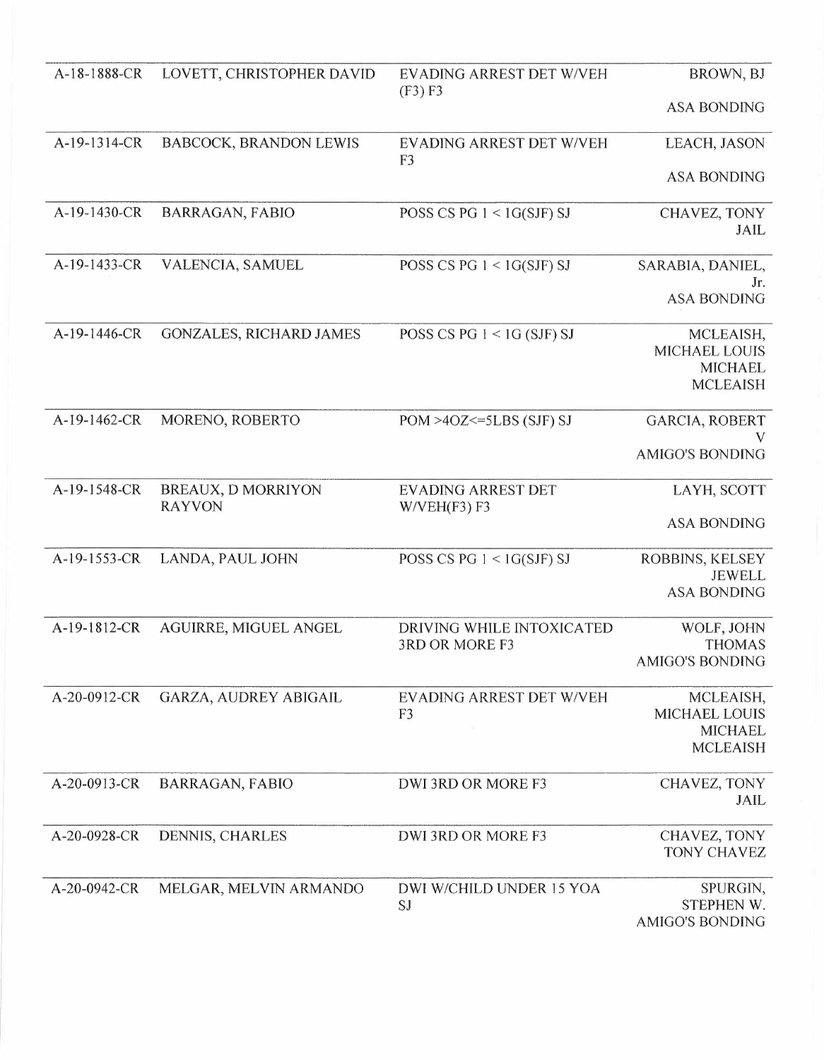| | | | |
|---|---|---|---|
| A-18-1888-CR | LOVETT, CHRISTOPHER DAVID | EVADING ARREST DET W/VEH (F3) F3 | BROWN, BJ<br>ASA BONDING |
| A-19-1314-CR | BABCOCK, BRANDON LEWIS | EVADING ARREST DET W/VEH F3 | LEACH, JASON<br>ASA BONDING |
| A-19-1430-CR | BARRAGAN, FABIO | POSS CS PG 1 < 1G(SJF) SJ | CHAVEZ, TONY<br>JAIL |
| A-19-1433-CR | VALENCIA, SAMUEL | POSS CS PG 1 < 1G(SJF) SJ | SARABIA, DANIEL, Jr.<br>ASA BONDING |
| A-19-1446-CR | GONZALES, RICHARD JAMES | POSS CS PG 1 < 1G (SJF) SJ | MCLEAISH, MICHAEL LOUIS<br>MICHAEL MCLEAISH |
| A-19-1462-CR | MORENO, ROBERTO | POM >4OZ<=5LBS (SJF) SJ | GARCIA, ROBERT V<br>AMIGO'S BONDING |
| A-19-1548-CR | BREAUX, D MORRIYON RAYVON | EVADING ARREST DET W/VEH(F3) F3 | LAYH, SCOTT<br>ASA BONDING |
| A-19-1553-CR | LANDA, PAUL JOHN | POSS CS PG 1 < 1G(SJF) SJ | ROBBINS, KELSEY JEWELL<br>ASA BONDING |
| A-19-1812-CR | AGUIRRE, MIGUEL ANGEL | DRIVING WHILE INTOXICATED 3RD OR MORE F3 | WOLF, JOHN THOMAS<br>AMIGO'S BONDING |
| A-20-0912-CR | GARZA, AUDREY ABIGAIL | EVADING ARREST DET W/VEH F3 | MCLEAISH, MICHAEL LOUIS<br>MICHAEL MCLEAISH |
| A-20-0913-CR | BARRAGAN, FABIO | DWI 3RD OR MORE F3 | CHAVEZ, TONY<br>JAIL |
| A-20-0928-CR | DENNIS, CHARLES | DWI 3RD OR MORE F3 | CHAVEZ, TONY<br>TONY CHAVEZ |
| A-20-0942-CR | MELGAR, MELVIN ARMANDO | DWI W/CHILD UNDER 15 YOA SJ | SPURGIN, STEPHEN W.<br>AMIGO'S BONDING |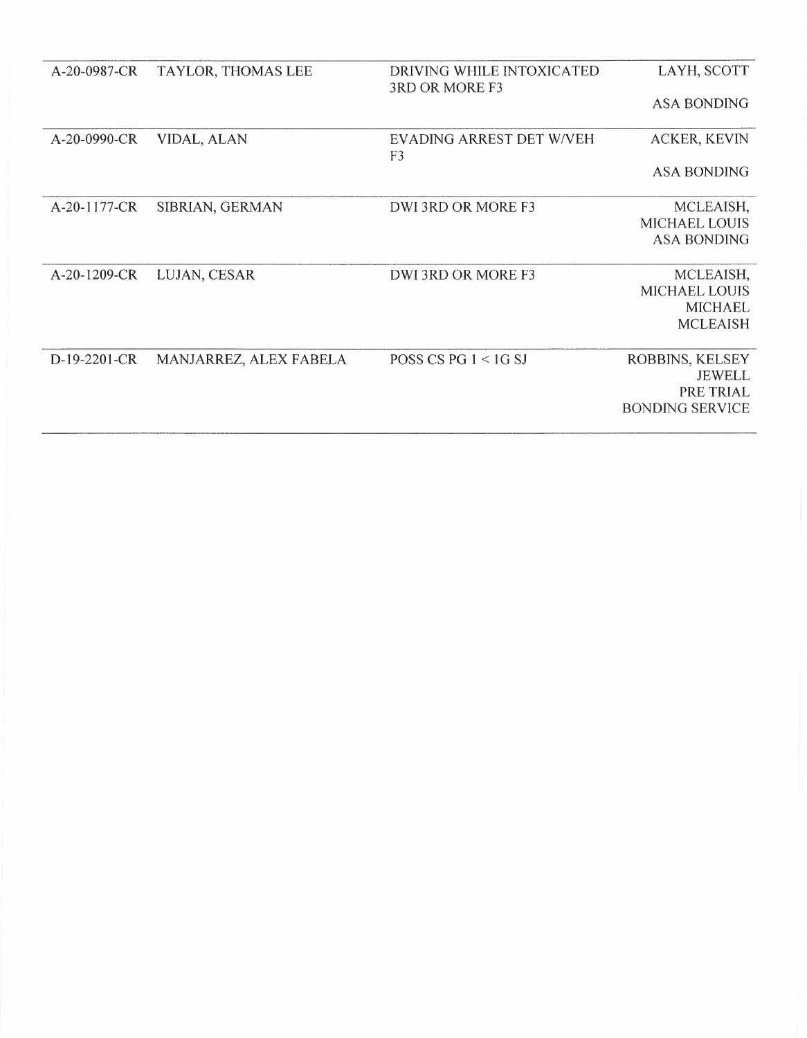| | | | |
|---|---|---|---|
| A-20-0987-CR | TAYLOR, THOMAS LEE | DRIVING WHILE INTOXICATED 3RD OR MORE F3 | LAYH, SCOTT<br>ASA BONDING |
| A-20-0990-CR | VIDAL, ALAN | EVADING ARREST DET W/VEH F3 | ACKER, KEVIN<br>ASA BONDING |
| A-20-1177-CR | SIBRIAN, GERMAN | DWI 3RD OR MORE F3 | MCLEAISH, MICHAEL LOUIS<br>ASA BONDING |
| A-20-1209-CR | LUJAN, CESAR | DWI 3RD OR MORE F3 | MCLEAISH, MICHAEL LOUIS<br>MICHAEL MCLEAISH |
| D-19-2201-CR | MANJARREZ, ALEX FABELA | POSS CS PG 1 < 1G SJ | ROBBINS, KELSEY JEWELL<br>PRE TRIAL BONDING SERVICE |